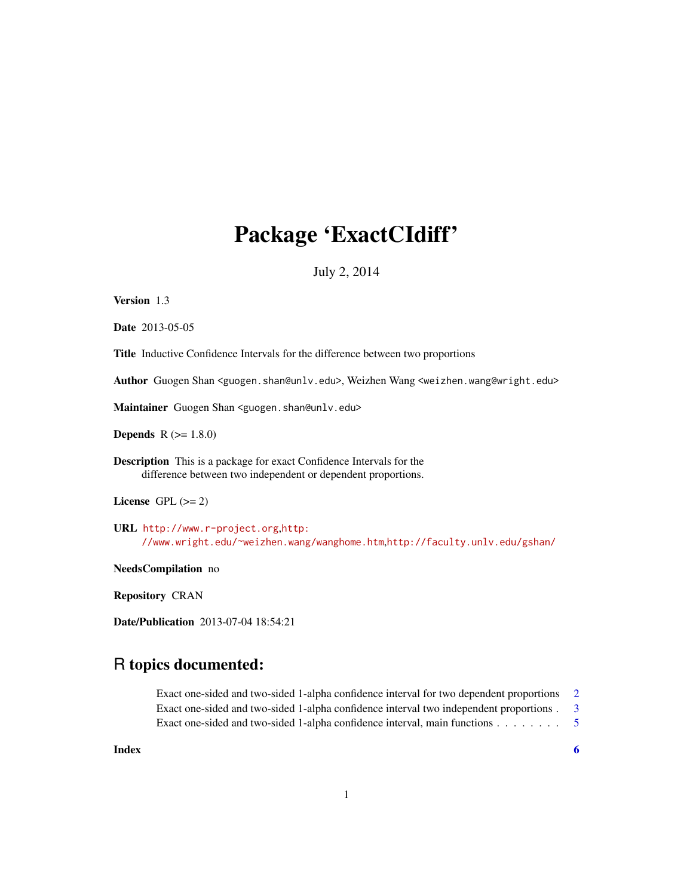# Package 'ExactCIdiff'

July 2, 2014

**Version** 1.3

**Date** 2013-05-05

**Title** Inductive Confidence Intervals for the difference between two proportions

**Author** Guogen Shan <guogen.shan@unlv.edu>, Weizhen Wang <weizhen.wang@wright.edu>

**Maintainer** Guogen Shan <guogen.shan@unlv.edu>

**Depends** R (>= 1.8.0)

**Description** This is a package for exact Confidence Intervals for the difference between two independent or dependent proportions.

**License** GPL (>= 2)

**URL** http://www.r-project.org,http://www.wright.edu/~weizhen.wang/wanghome.htm,http://faculty.unlv.edu/gshan/

**NeedsCompilation** no

**Repository** CRAN

**Date/Publication** 2013-07-04 18:54:21

## R topics documented:

Exact one-sided and two-sided 1-alpha confidence interval for two dependent proportions . . . 2
Exact one-sided and two-sided 1-alpha confidence interval two independent proportions . . . 3
Exact one-sided and two-sided 1-alpha confidence interval, main functions . . . . . . . . 5

**Index** **6**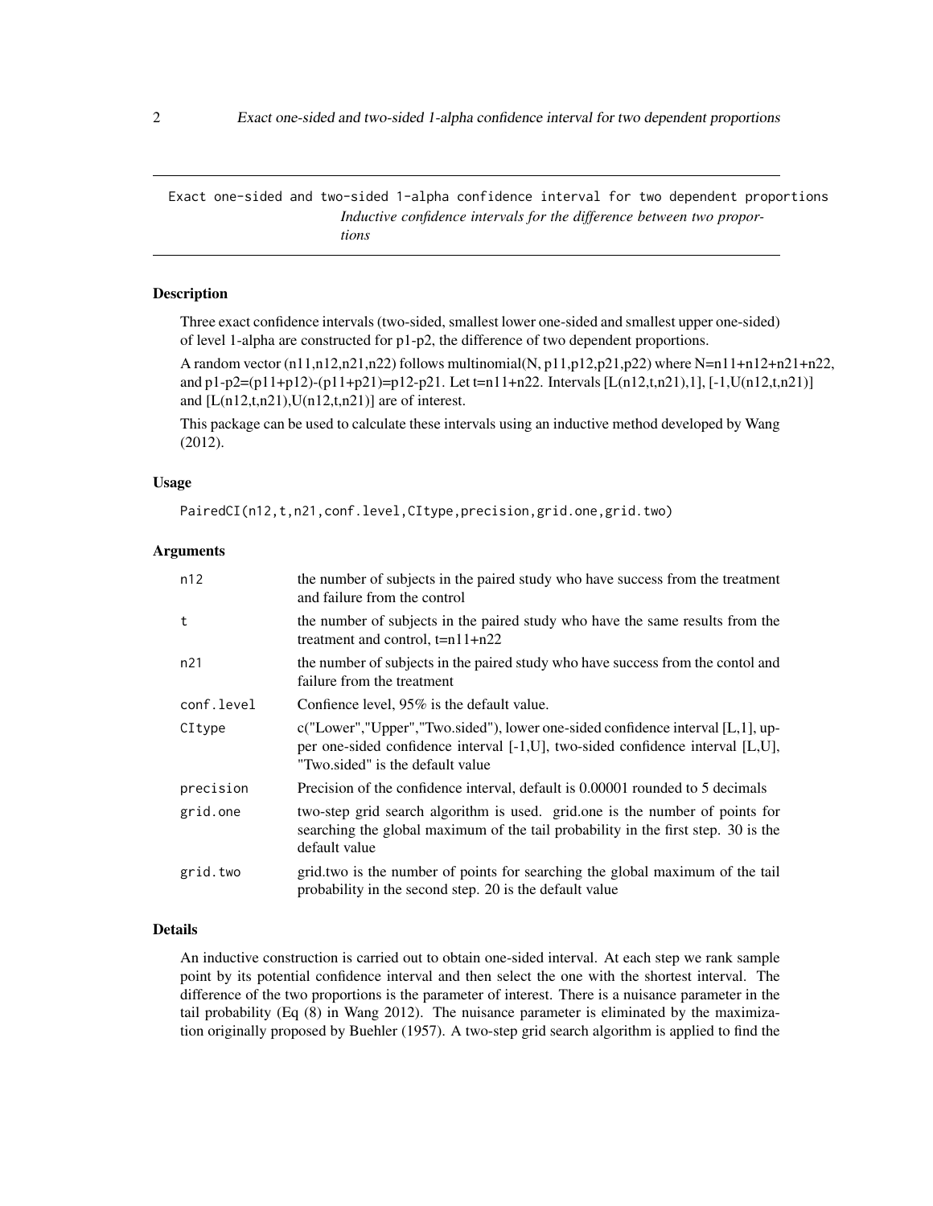Exact one-sided and two-sided 1-alpha confidence interval for two dependent proportions

*Inductive confidence intervals for the difference between two proportions*

## Description

Three exact confidence intervals (two-sided, smallest lower one-sided and smallest upper one-sided) of level 1-alpha are constructed for p1-p2, the difference of two dependent proportions.

A random vector (n11,n12,n21,n22) follows multinomial(N, p11,p12,p21,p22) where N=n11+n12+n21+n22, and p1-p2=(p11+p12)-(p11+p21)=p12-p21. Let t=n11+n22. Intervals [L(n12,t,n21),1], [-1,U(n12,t,n21)] and [L(n12,t,n21),U(n12,t,n21)] are of interest.

This package can be used to calculate these intervals using an inductive method developed by Wang (2012).

## Usage

```
PairedCI(n12,t,n21,conf.level,CItype,precision,grid.one,grid.two)
```

## Arguments

| | |
|---|---|
| n12 | the number of subjects in the paired study who have success from the treatment and failure from the control |
| t | the number of subjects in the paired study who have the same results from the treatment and control, t=n11+n22 |
| n21 | the number of subjects in the paired study who have success from the contol and failure from the treatment |
| conf.level | Confience level, 95% is the default value. |
| CItype | c("Lower","Upper","Two.sided"), lower one-sided confidence interval [L,1], upper one-sided confidence interval [-1,U], two-sided confidence interval [L,U], "Two.sided" is the default value |
| precision | Precision of the confidence interval, default is 0.00001 rounded to 5 decimals |
| grid.one | two-step grid search algorithm is used. grid.one is the number of points for searching the global maximum of the tail probability in the first step. 30 is the default value |
| grid.two | grid.two is the number of points for searching the global maximum of the tail probability in the second step. 20 is the default value |

## Details

An inductive construction is carried out to obtain one-sided interval. At each step we rank sample point by its potential confidence interval and then select the one with the shortest interval. The difference of the two proportions is the parameter of interest. There is a nuisance parameter in the tail probability (Eq (8) in Wang 2012). The nuisance parameter is eliminated by the maximization originally proposed by Buehler (1957). A two-step grid search algorithm is applied to find the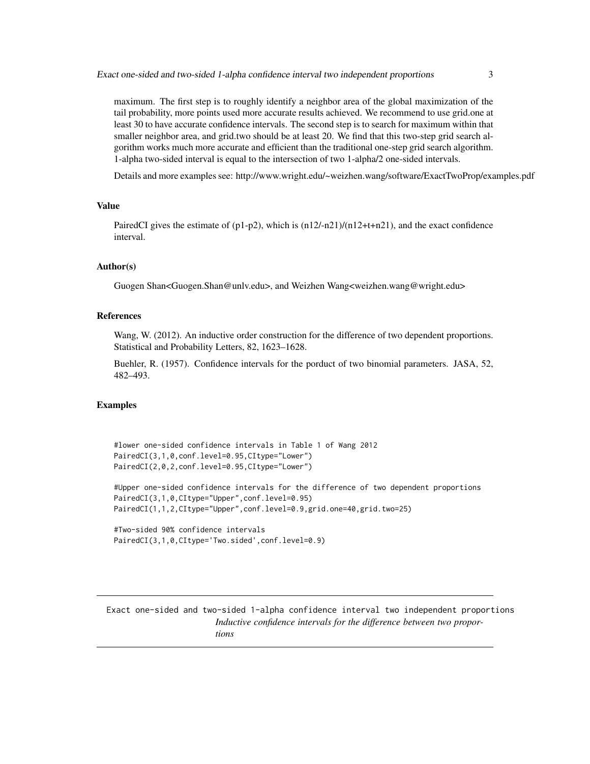maximum. The first step is to roughly identify a neighbor area of the global maximization of the tail probability, more points used more accurate results achieved. We recommend to use grid.one at least 30 to have accurate confidence intervals. The second step is to search for maximum within that smaller neighbor area, and grid.two should be at least 20. We find that this two-step grid search algorithm works much more accurate and efficient than the traditional one-step grid search algorithm. 1-alpha two-sided interval is equal to the intersection of two 1-alpha/2 one-sided intervals.

Details and more examples see: http://www.wright.edu/~weizhen.wang/software/ExactTwoProp/examples.pdf

### Value

PairedCI gives the estimate of (p1-p2), which is (n12/-n21)/(n12+t+n21), and the exact confidence interval.

### Author(s)

Guogen Shan<Guogen.Shan@unlv.edu>, and Weizhen Wang<weizhen.wang@wright.edu>

### References

Wang, W. (2012). An inductive order construction for the difference of two dependent proportions. Statistical and Probability Letters, 82, 1623–1628.

Buehler, R. (1957). Confidence intervals for the porduct of two binomial parameters. JASA, 52, 482–493.

### Examples

```
#lower one-sided confidence intervals in Table 1 of Wang 2012
PairedCI(3,1,0,conf.level=0.95,CItype="Lower")
PairedCI(2,0,2,conf.level=0.95,CItype="Lower")

#Upper one-sided confidence intervals for the difference of two dependent proportions
PairedCI(3,1,0,CItype="Upper",conf.level=0.95)
PairedCI(1,1,2,CItype="Upper",conf.level=0.9,grid.one=40,grid.two=25)

#Two-sided 90% confidence intervals
PairedCI(3,1,0,CItype='Two.sided',conf.level=0.9)
```

---

## Exact one-sided and two-sided 1-alpha confidence interval two independent proportions

*Inductive confidence intervals for the difference between two proportions*

---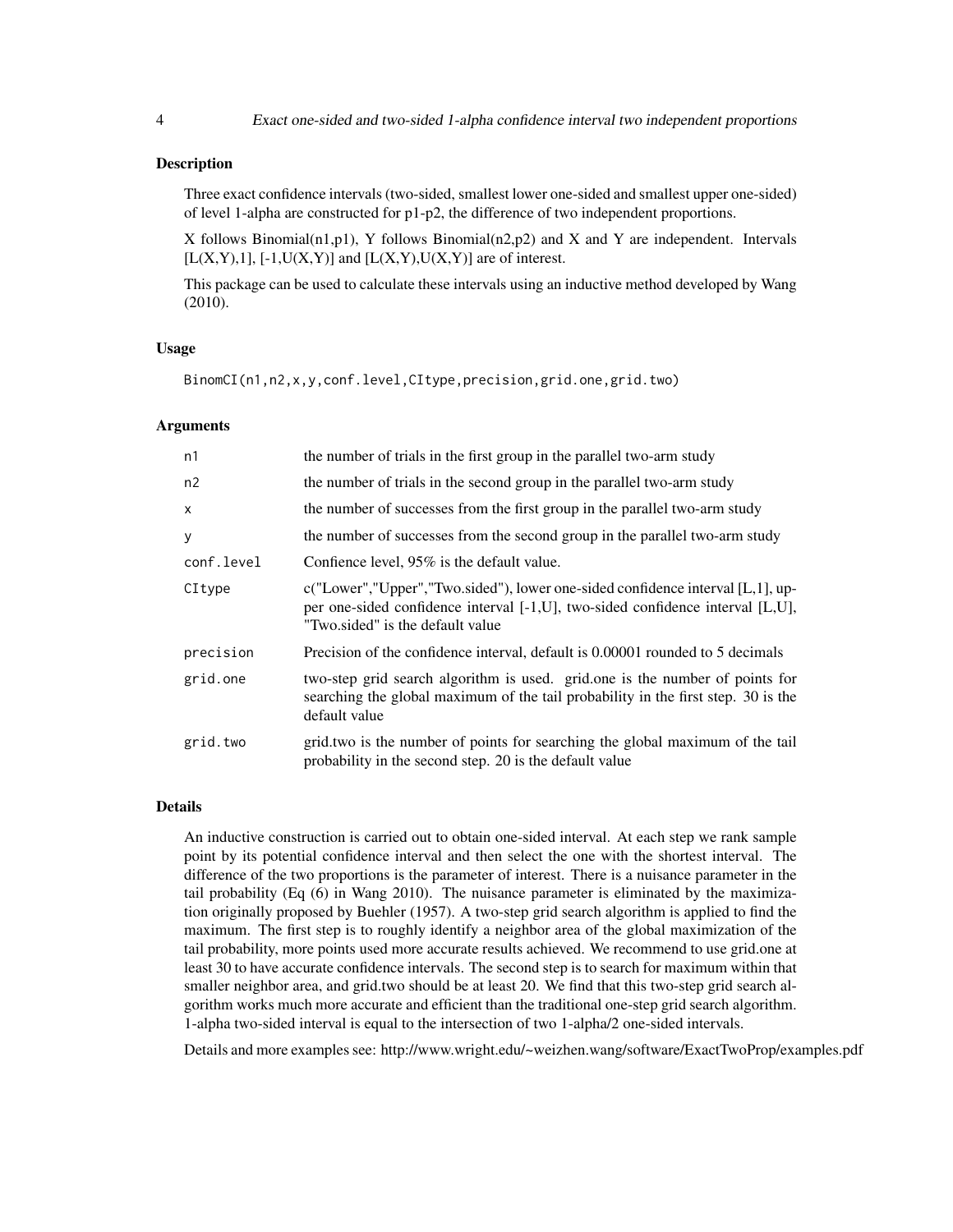### Description

Three exact confidence intervals (two-sided, smallest lower one-sided and smallest upper one-sided) of level 1-alpha are constructed for p1-p2, the difference of two independent proportions.

X follows Binomial(n1,p1), Y follows Binomial(n2,p2) and X and Y are independent. Intervals [L(X,Y),1], [-1,U(X,Y)] and [L(X,Y),U(X,Y)] are of interest.

This package can be used to calculate these intervals using an inductive method developed by Wang (2010).

### Usage

```
BinomCI(n1,n2,x,y,conf.level,CItype,precision,grid.one,grid.two)
```

### Arguments

| | |
|---|---|
| n1 | the number of trials in the first group in the parallel two-arm study |
| n2 | the number of trials in the second group in the parallel two-arm study |
| x | the number of successes from the first group in the parallel two-arm study |
| y | the number of successes from the second group in the parallel two-arm study |
| conf.level | Confience level, 95% is the default value. |
| CItype | c("Lower","Upper","Two.sided"), lower one-sided confidence interval [L,1], upper one-sided confidence interval [-1,U], two-sided confidence interval [L,U], "Two.sided" is the default value |
| precision | Precision of the confidence interval, default is 0.00001 rounded to 5 decimals |
| grid.one | two-step grid search algorithm is used. grid.one is the number of points for searching the global maximum of the tail probability in the first step. 30 is the default value |
| grid.two | grid.two is the number of points for searching the global maximum of the tail probability in the second step. 20 is the default value |

### Details

An inductive construction is carried out to obtain one-sided interval. At each step we rank sample point by its potential confidence interval and then select the one with the shortest interval. The difference of the two proportions is the parameter of interest. There is a nuisance parameter in the tail probability (Eq (6) in Wang 2010). The nuisance parameter is eliminated by the maximization originally proposed by Buehler (1957). A two-step grid search algorithm is applied to find the maximum. The first step is to roughly identify a neighbor area of the global maximization of the tail probability, more points used more accurate results achieved. We recommend to use grid.one at least 30 to have accurate confidence intervals. The second step is to search for maximum within that smaller neighbor area, and grid.two should be at least 20. We find that this two-step grid search algorithm works much more accurate and efficient than the traditional one-step grid search algorithm. 1-alpha two-sided interval is equal to the intersection of two 1-alpha/2 one-sided intervals.

Details and more examples see: http://www.wright.edu/~weizhen.wang/software/ExactTwoProp/examples.pdf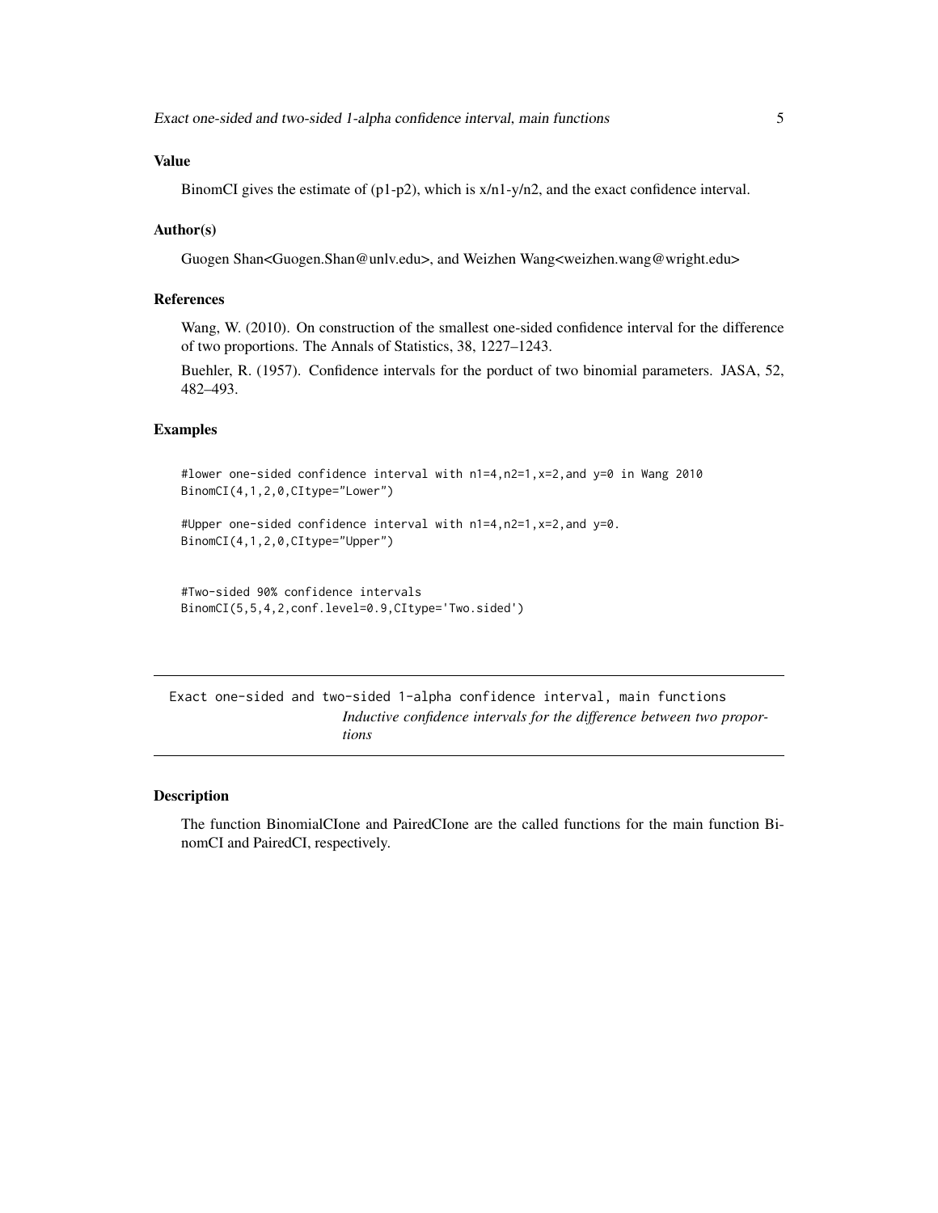## Value

BinomCI gives the estimate of (p1-p2), which is x/n1-y/n2, and the exact confidence interval.

## Author(s)

Guogen Shan<Guogen.Shan@unlv.edu>, and Weizhen Wang<weizhen.wang@wright.edu>

## References

Wang, W. (2010). On construction of the smallest one-sided confidence interval for the difference of two proportions. The Annals of Statistics, 38, 1227–1243.

Buehler, R. (1957). Confidence intervals for the porduct of two binomial parameters. JASA, 52, 482–493.

## Examples

```
#lower one-sided confidence interval with n1=4,n2=1,x=2,and y=0 in Wang 2010
BinomCI(4,1,2,0,CItype="Lower")

#Upper one-sided confidence interval with n1=4,n2=1,x=2,and y=0.
BinomCI(4,1,2,0,CItype="Upper")


#Two-sided 90% confidence intervals
BinomCI(5,5,4,2,conf.level=0.9,CItype='Two.sided')
```

---

# Exact one-sided and two-sided 1-alpha confidence interval, main functions

*Inductive confidence intervals for the difference between two proportions*

---

## Description

The function BinomialCIone and PairedCIone are the called functions for the main function BinomCI and PairedCI, respectively.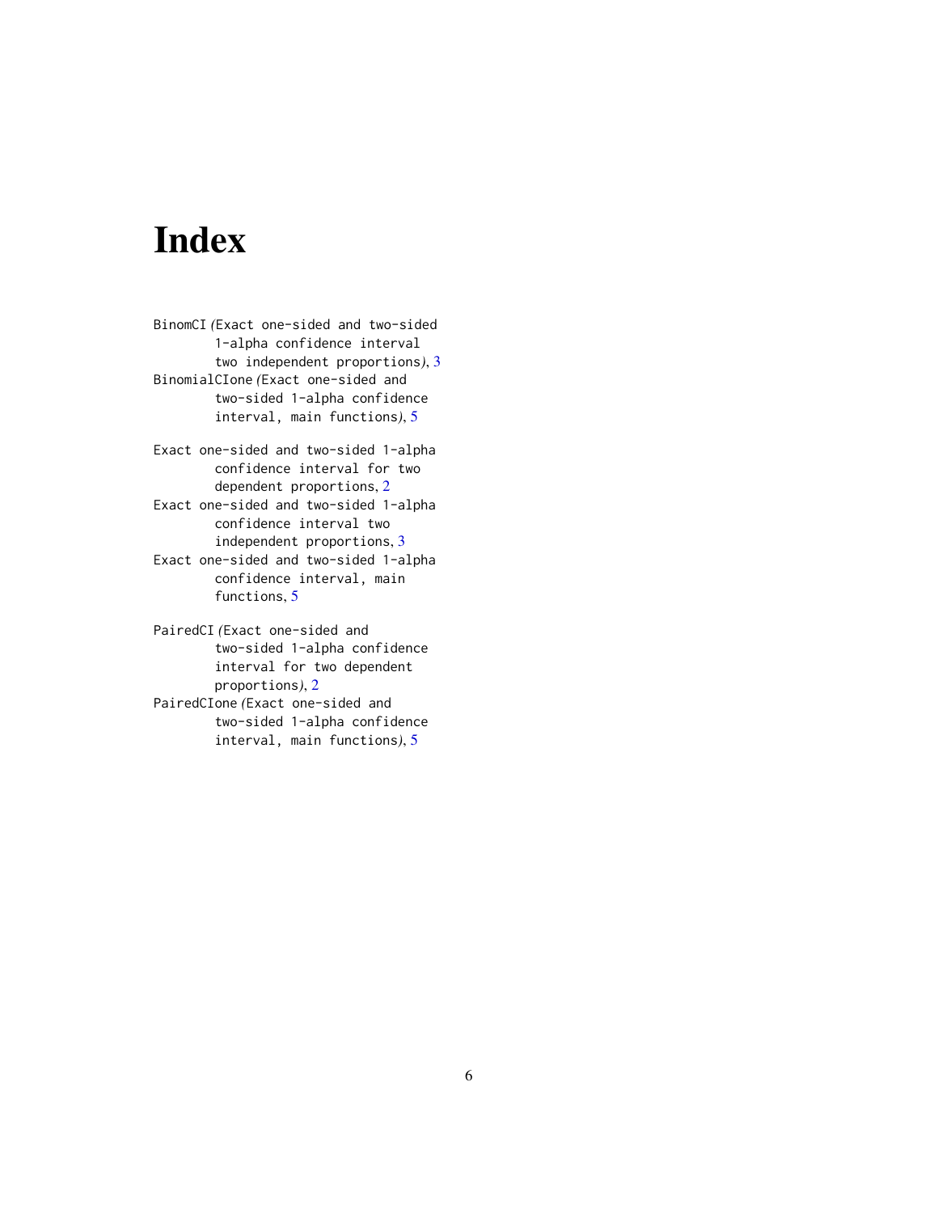# Index

BinomCI (Exact one-sided and two-sided 1-alpha confidence interval two independent proportions), 3
BinomialCIone (Exact one-sided and two-sided 1-alpha confidence interval, main functions), 5

Exact one-sided and two-sided 1-alpha confidence interval for two dependent proportions, 2
Exact one-sided and two-sided 1-alpha confidence interval two independent proportions, 3
Exact one-sided and two-sided 1-alpha confidence interval, main functions, 5

PairedCI (Exact one-sided and two-sided 1-alpha confidence interval for two dependent proportions), 2
PairedCIone (Exact one-sided and two-sided 1-alpha confidence interval, main functions), 5